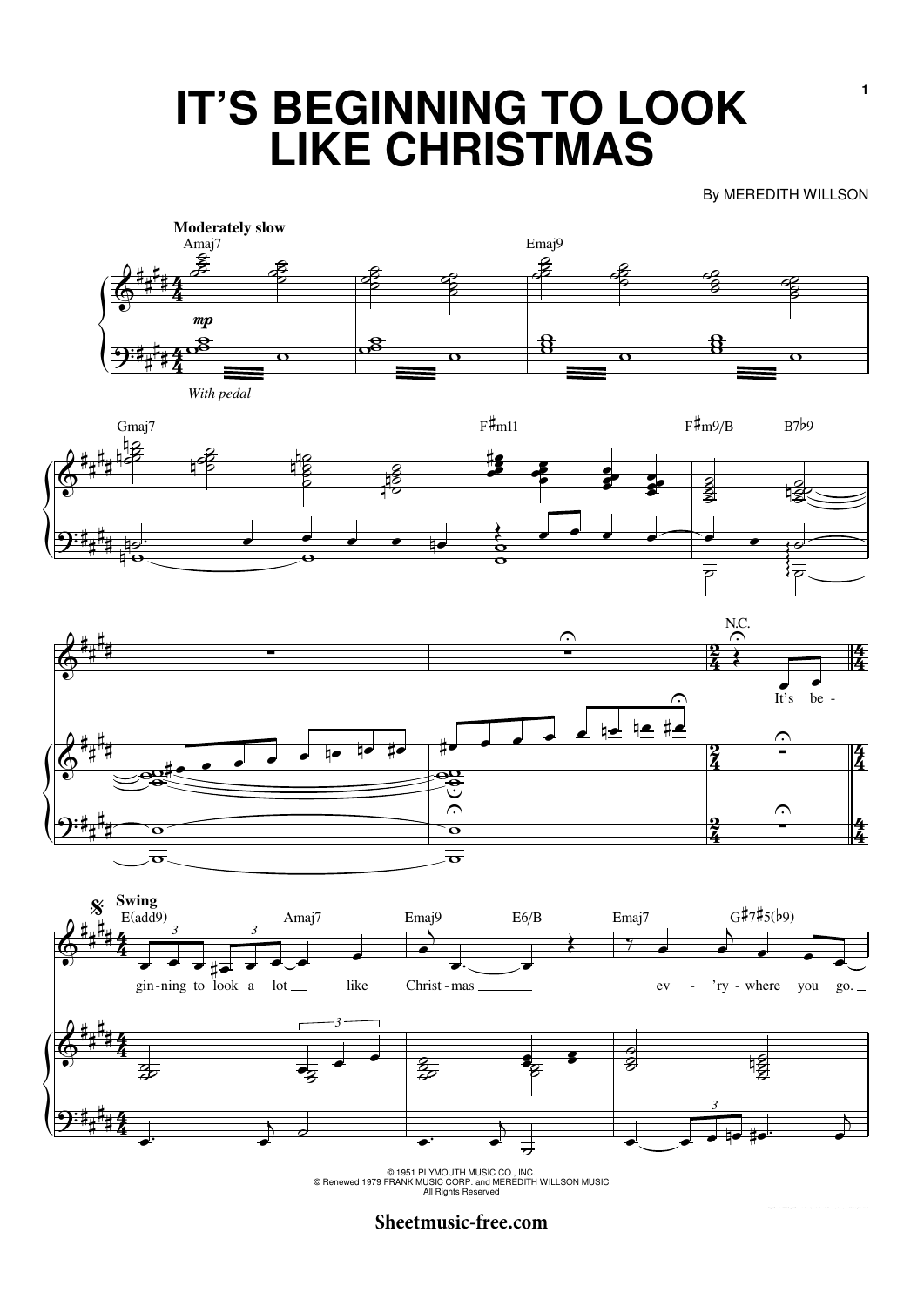# IT'S BEGINNING TO LOOK LIKE CHRISTMAS

By MEREDITH WILLSON

**Moderately slow**

Amaj7 — Emaj9 — Gmaj7 — F♯m11 — F♯m9/B — B7♭9

*mp*

*With pedal*

N.C.

It's be-

**Swing**

E(add9) — Amaj7 — Emaj9 — E6/B — Emaj7 — G♯7♯5(♭9)

gin-ning to look a lot like Christ-mas ev-'ry-where you go.

© 1951 PLYMOUTH MUSIC CO., INC.
© Renewed 1979 FRANK MUSIC CORP. and MEREDITH WILLSON MUSIC
All Rights Reserved

Sheetmusic-free.com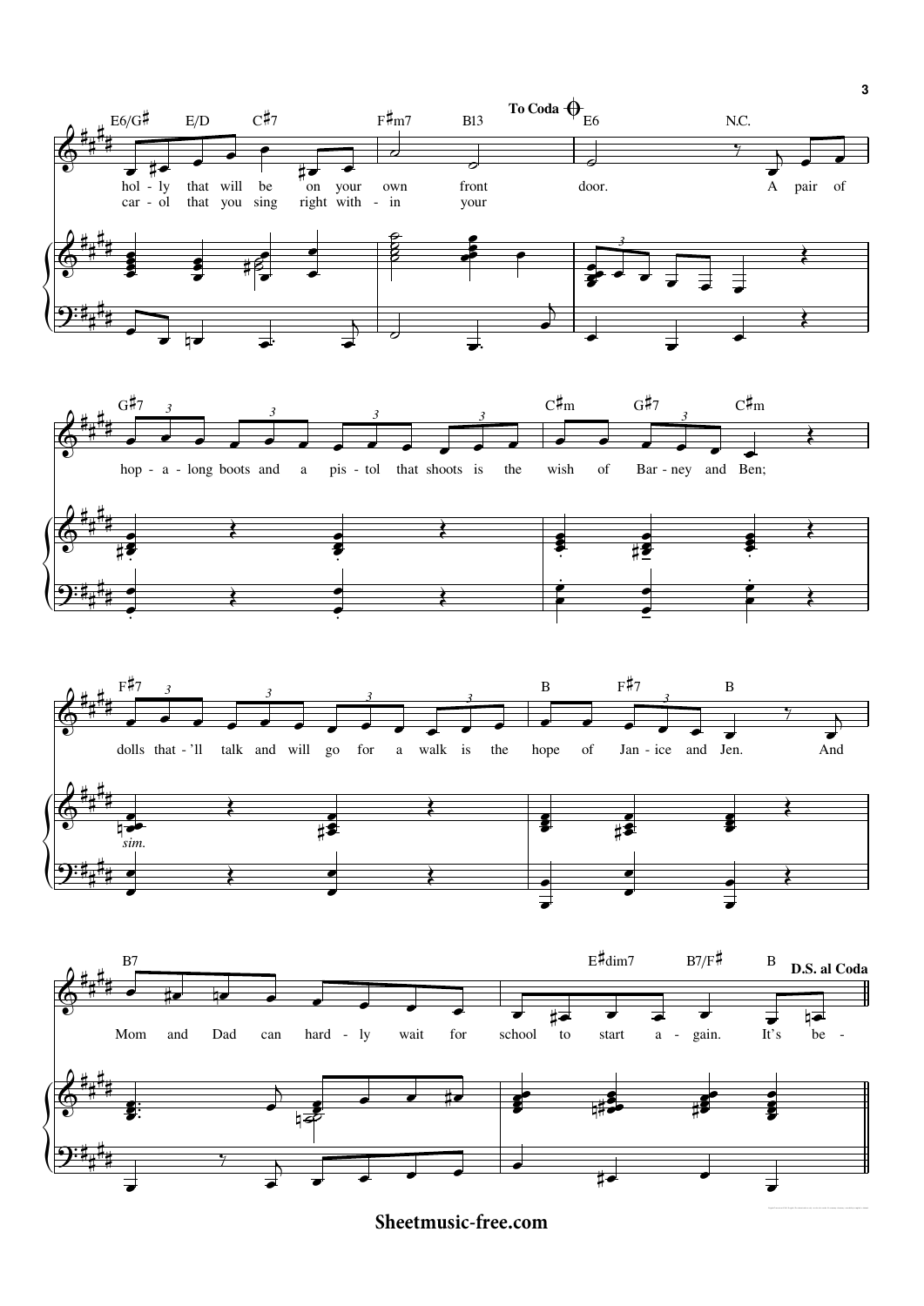E6/G♯ E/D C♯7 F♯m7 B13 **To Coda** E6 N.C.

hol - ly that will be on your own front door. A pair of
car - ol that you sing right with - in your

G♯7 C♯m G♯7 C♯m

hop - a - long boots and a pis - tol that shoots is the wish of Bar - ney and Ben;

F♯7 B F♯7 B

dolls that - 'll talk and will go for a walk is the hope of Jan - ice and Jen. And

*sim.*

B7 E♯dim7 B7/F♯ B **D.S. al Coda**

Mom and Dad can hard - ly wait for school to start a - gain. It's be -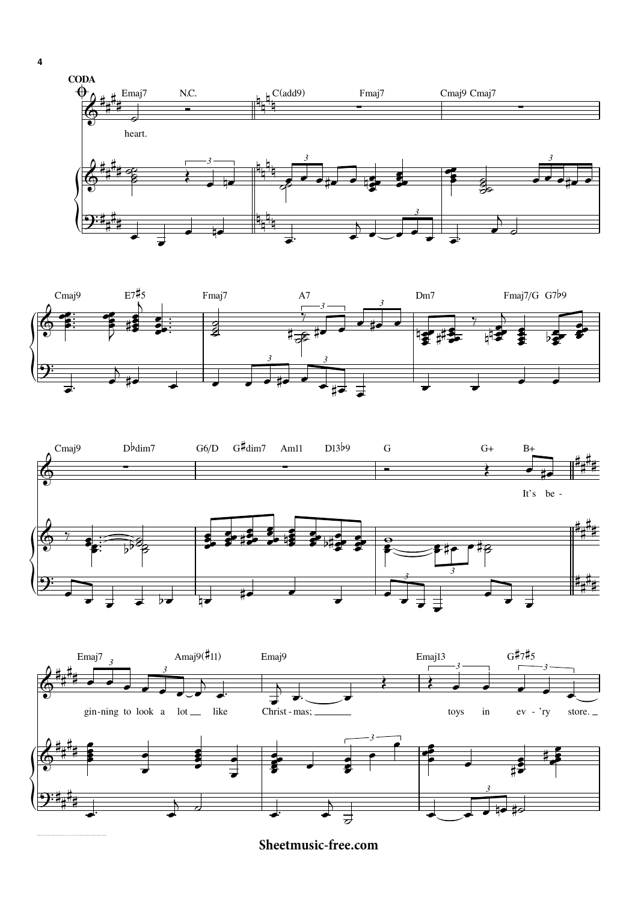**CODA**

Emaj7 N.C. | C(add9) Fmaj7 | Cmaj9 Cmaj7

heart.

Cmaj9 E7♯5 | Fmaj7 A7 | Dm7 Fmaj7/G G7♭9

Cmaj9 D♭dim7 | G6/D G♯dim7 Am11 D13♭9 | G G+ B+

It's be -

Emaj7 Amaj9(♯11) | Emaj9 | Emaj13 G♯7♯5

gin-ning to look a lot like Christ-mas; toys in ev - 'ry store.